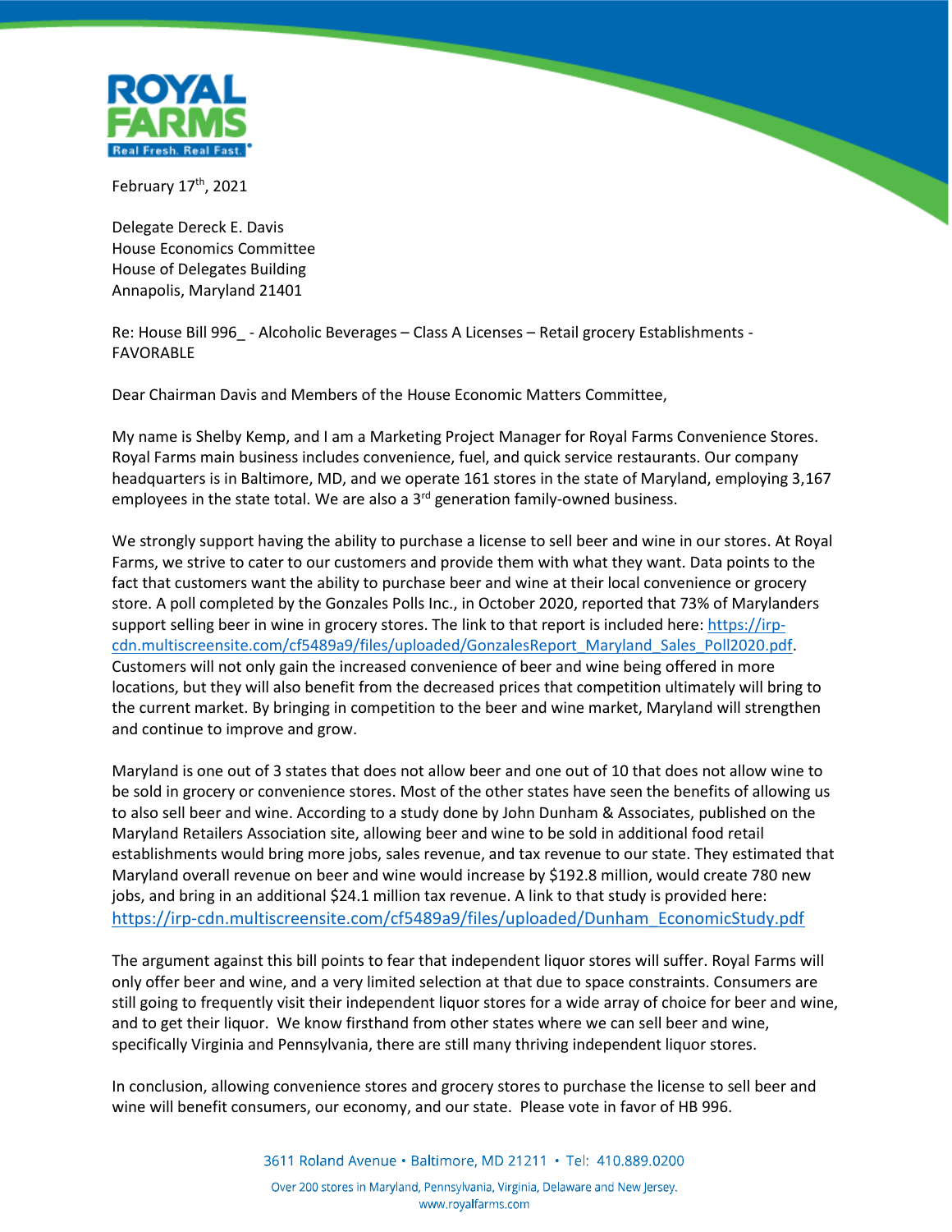ROYAL FARMS
Real Fresh. Real Fast.

February 17th, 2021

Delegate Dereck E. Davis
House Economics Committee
House of Delegates Building
Annapolis, Maryland 21401

Re: House Bill 996_ - Alcoholic Beverages – Class A Licenses – Retail grocery Establishments - FAVORABLE

Dear Chairman Davis and Members of the House Economic Matters Committee,

My name is Shelby Kemp, and I am a Marketing Project Manager for Royal Farms Convenience Stores. Royal Farms main business includes convenience, fuel, and quick service restaurants. Our company headquarters is in Baltimore, MD, and we operate 161 stores in the state of Maryland, employing 3,167 employees in the state total. We are also a 3rd generation family-owned business.

We strongly support having the ability to purchase a license to sell beer and wine in our stores. At Royal Farms, we strive to cater to our customers and provide them with what they want. Data points to the fact that customers want the ability to purchase beer and wine at their local convenience or grocery store. A poll completed by the Gonzales Polls Inc., in October 2020, reported that 73% of Marylanders support selling beer in wine in grocery stores. The link to that report is included here: https://irp-cdn.multiscreensite.com/cf5489a9/files/uploaded/GonzalesReport_Maryland_Sales_Poll2020.pdf. Customers will not only gain the increased convenience of beer and wine being offered in more locations, but they will also benefit from the decreased prices that competition ultimately will bring to the current market. By bringing in competition to the beer and wine market, Maryland will strengthen and continue to improve and grow.

Maryland is one out of 3 states that does not allow beer and one out of 10 that does not allow wine to be sold in grocery or convenience stores. Most of the other states have seen the benefits of allowing us to also sell beer and wine. According to a study done by John Dunham & Associates, published on the Maryland Retailers Association site, allowing beer and wine to be sold in additional food retail establishments would bring more jobs, sales revenue, and tax revenue to our state. They estimated that Maryland overall revenue on beer and wine would increase by $192.8 million, would create 780 new jobs, and bring in an additional $24.1 million tax revenue. A link to that study is provided here: https://irp-cdn.multiscreensite.com/cf5489a9/files/uploaded/Dunham_EconomicStudy.pdf

The argument against this bill points to fear that independent liquor stores will suffer. Royal Farms will only offer beer and wine, and a very limited selection at that due to space constraints. Consumers are still going to frequently visit their independent liquor stores for a wide array of choice for beer and wine, and to get their liquor. We know firsthand from other states where we can sell beer and wine, specifically Virginia and Pennsylvania, there are still many thriving independent liquor stores.

In conclusion, allowing convenience stores and grocery stores to purchase the license to sell beer and wine will benefit consumers, our economy, and our state. Please vote in favor of HB 996.

3611 Roland Avenue • Baltimore, MD 21211 • Tel: 410.889.0200

Over 200 stores in Maryland, Pennsylvania, Virginia, Delaware and New Jersey.
www.royalfarms.com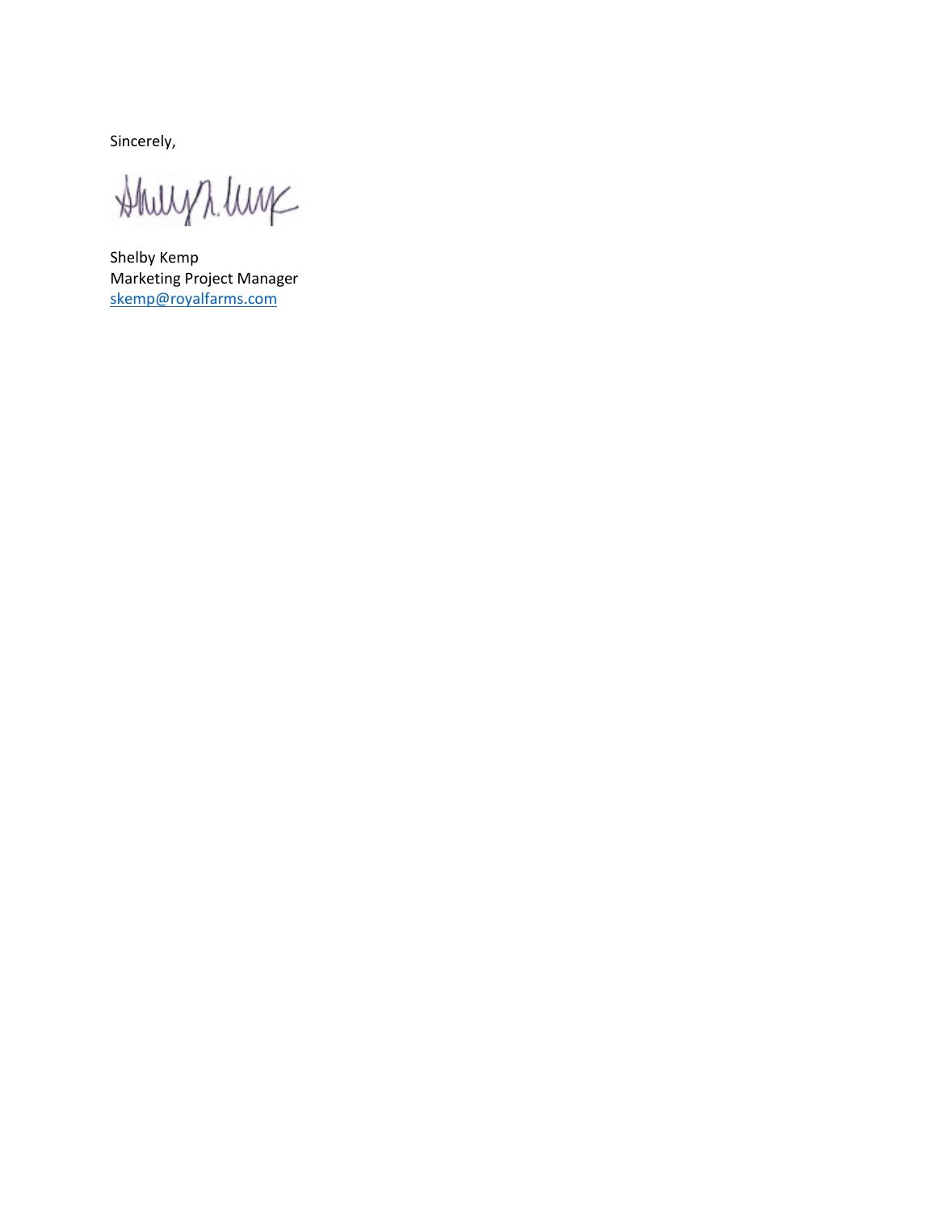Sincerely,

Shelby Kemp
Marketing Project Manager
skemp@royalfarms.com